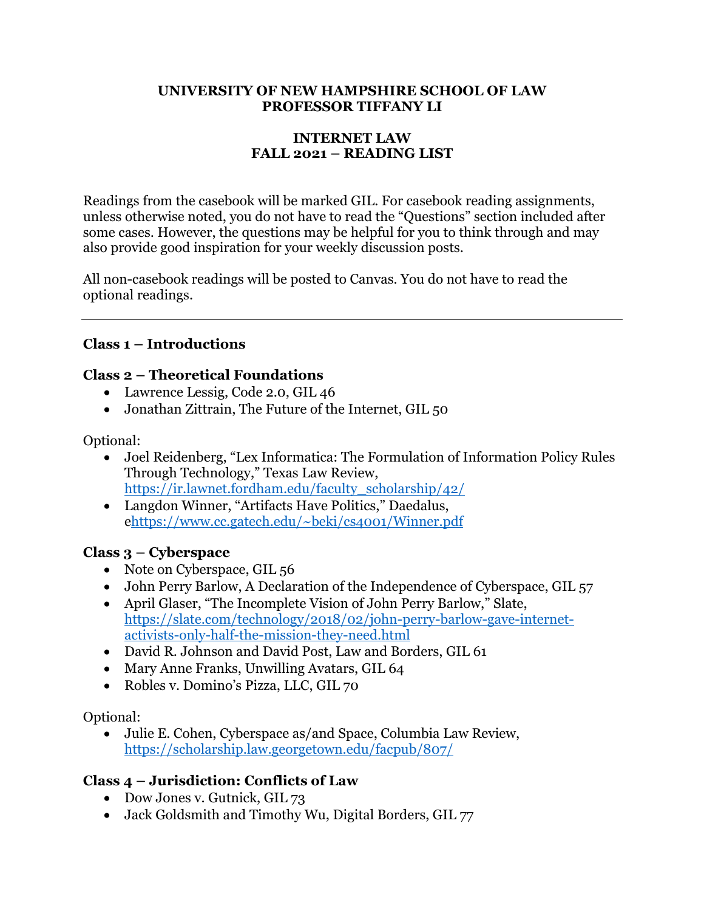**UNIVERSITY OF NEW HAMPSHIRE SCHOOL OF LAW**
**PROFESSOR TIFFANY LI**

# INTERNET LAW
# FALL 2021 – READING LIST

Readings from the casebook will be marked GIL. For casebook reading assignments, unless otherwise noted, you do not have to read the "Questions" section included after some cases. However, the questions may be helpful for you to think through and may also provide good inspiration for your weekly discussion posts.

All non-casebook readings will be posted to Canvas. You do not have to read the optional readings.

---

## Class 1 – Introductions

## Class 2 – Theoretical Foundations

- Lawrence Lessig, Code 2.0, GIL 46
- Jonathan Zittrain, The Future of the Internet, GIL 50

Optional:

- Joel Reidenberg, "Lex Informatica: The Formulation of Information Policy Rules Through Technology," Texas Law Review, https://ir.lawnet.fordham.edu/faculty_scholarship/42/
- Langdon Winner, "Artifacts Have Politics," Daedalus, ehttps://www.cc.gatech.edu/~beki/cs4001/Winner.pdf

## Class 3 – Cyberspace

- Note on Cyberspace, GIL 56
- John Perry Barlow, A Declaration of the Independence of Cyberspace, GIL 57
- April Glaser, "The Incomplete Vision of John Perry Barlow," Slate, https://slate.com/technology/2018/02/john-perry-barlow-gave-internet-activists-only-half-the-mission-they-need.html
- David R. Johnson and David Post, Law and Borders, GIL 61
- Mary Anne Franks, Unwilling Avatars, GIL 64
- Robles v. Domino's Pizza, LLC, GIL 70

Optional:

- Julie E. Cohen, Cyberspace as/and Space, Columbia Law Review, https://scholarship.law.georgetown.edu/facpub/807/

## Class 4 – Jurisdiction: Conflicts of Law

- Dow Jones v. Gutnick, GIL 73
- Jack Goldsmith and Timothy Wu, Digital Borders, GIL 77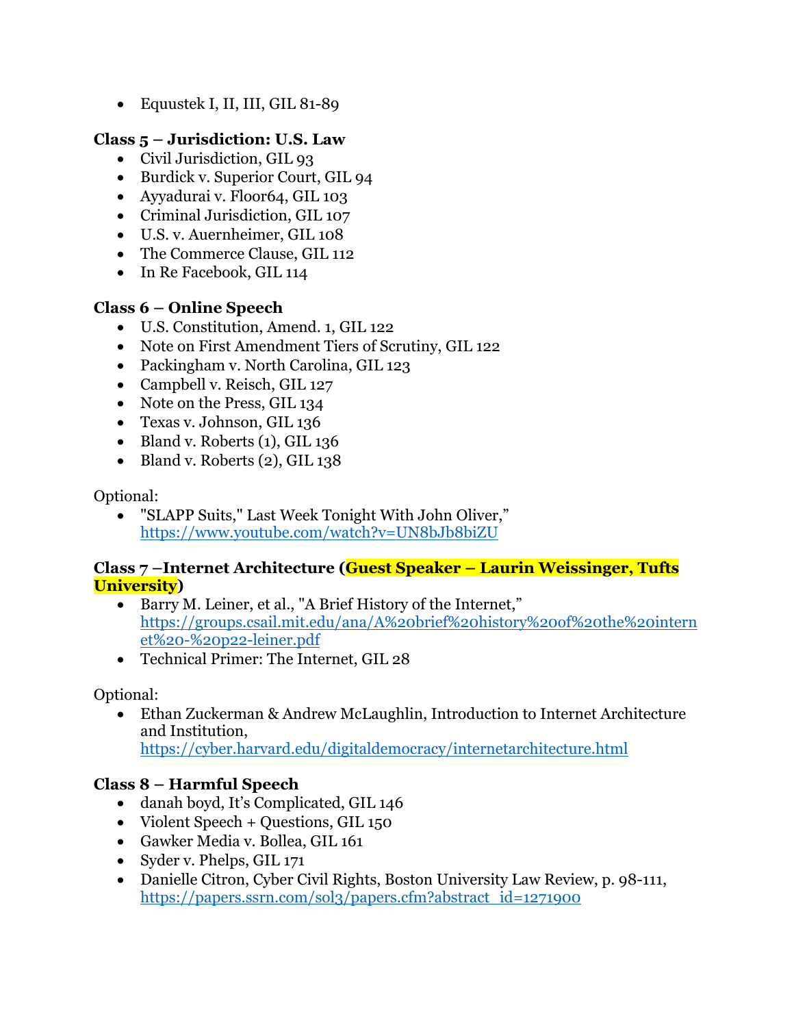- Equustek I, II, III, GIL 81-89

**Class 5 – Jurisdiction: U.S. Law**

- Civil Jurisdiction, GIL 93
- Burdick v. Superior Court, GIL 94
- Ayyadurai v. Floor64, GIL 103
- Criminal Jurisdiction, GIL 107
- U.S. v. Auernheimer, GIL 108
- The Commerce Clause, GIL 112
- In Re Facebook, GIL 114

**Class 6 – Online Speech**

- U.S. Constitution, Amend. 1, GIL 122
- Note on First Amendment Tiers of Scrutiny, GIL 122
- Packingham v. North Carolina, GIL 123
- Campbell v. Reisch, GIL 127
- Note on the Press, GIL 134
- Texas v. Johnson, GIL 136
- Bland v. Roberts (1), GIL 136
- Bland v. Roberts (2), GIL 138

Optional:

- "SLAPP Suits," Last Week Tonight With John Oliver," https://www.youtube.com/watch?v=UN8bJb8biZU

**Class 7 –Internet Architecture (Guest Speaker – Laurin Weissinger, Tufts University)**

- Barry M. Leiner, et al., "A Brief History of the Internet," https://groups.csail.mit.edu/ana/A%20brief%20history%20of%20the%20internet%20-%20p22-leiner.pdf
- Technical Primer: The Internet, GIL 28

Optional:

- Ethan Zuckerman & Andrew McLaughlin, Introduction to Internet Architecture and Institution, https://cyber.harvard.edu/digitaldemocracy/internetarchitecture.html

**Class 8 – Harmful Speech**

- danah boyd, It's Complicated, GIL 146
- Violent Speech + Questions, GIL 150
- Gawker Media v. Bollea, GIL 161
- Syder v. Phelps, GIL 171
- Danielle Citron, Cyber Civil Rights, Boston University Law Review, p. 98-111, https://papers.ssrn.com/sol3/papers.cfm?abstract_id=1271900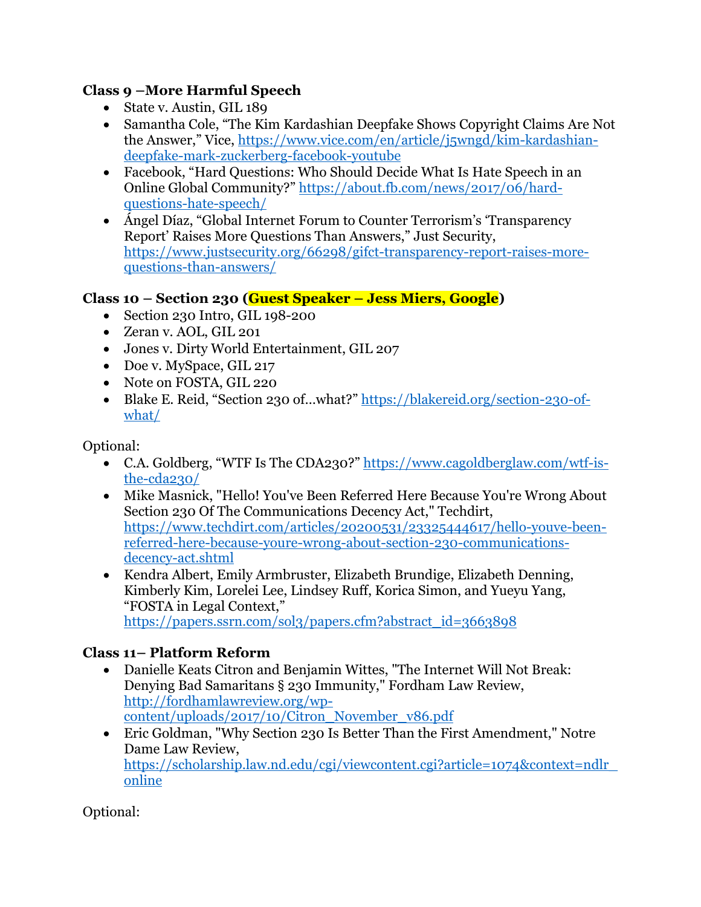**Class 9 –More Harmful Speech**

- State v. Austin, GIL 189
- Samantha Cole, "The Kim Kardashian Deepfake Shows Copyright Claims Are Not the Answer," Vice, https://www.vice.com/en/article/j5wngd/kim-kardashian-deepfake-mark-zuckerberg-facebook-youtube
- Facebook, "Hard Questions: Who Should Decide What Is Hate Speech in an Online Global Community?" https://about.fb.com/news/2017/06/hard-questions-hate-speech/
- Ángel Díaz, "Global Internet Forum to Counter Terrorism's 'Transparency Report' Raises More Questions Than Answers," Just Security, https://www.justsecurity.org/66298/gifct-transparency-report-raises-more-questions-than-answers/

**Class 10 – Section 230 (Guest Speaker – Jess Miers, Google)**

- Section 230 Intro, GIL 198-200
- Zeran v. AOL, GIL 201
- Jones v. Dirty World Entertainment, GIL 207
- Doe v. MySpace, GIL 217
- Note on FOSTA, GIL 220
- Blake E. Reid, "Section 230 of…what?" https://blakereid.org/section-230-of-what/

Optional:

- C.A. Goldberg, "WTF Is The CDA230?" https://www.cagoldberglaw.com/wtf-is-the-cda230/
- Mike Masnick, "Hello! You've Been Referred Here Because You're Wrong About Section 230 Of The Communications Decency Act," Techdirt, https://www.techdirt.com/articles/20200531/23325444617/hello-youve-been-referred-here-because-youre-wrong-about-section-230-communications-decency-act.shtml
- Kendra Albert, Emily Armbruster, Elizabeth Brundige, Elizabeth Denning, Kimberly Kim, Lorelei Lee, Lindsey Ruff, Korica Simon, and Yueyu Yang, "FOSTA in Legal Context," https://papers.ssrn.com/sol3/papers.cfm?abstract_id=3663898

**Class 11– Platform Reform**

- Danielle Keats Citron and Benjamin Wittes, "The Internet Will Not Break: Denying Bad Samaritans § 230 Immunity," Fordham Law Review, http://fordhamlawreview.org/wp-content/uploads/2017/10/Citron_November_v86.pdf
- Eric Goldman, "Why Section 230 Is Better Than the First Amendment," Notre Dame Law Review, https://scholarship.law.nd.edu/cgi/viewcontent.cgi?article=1074&context=ndlr_online

Optional: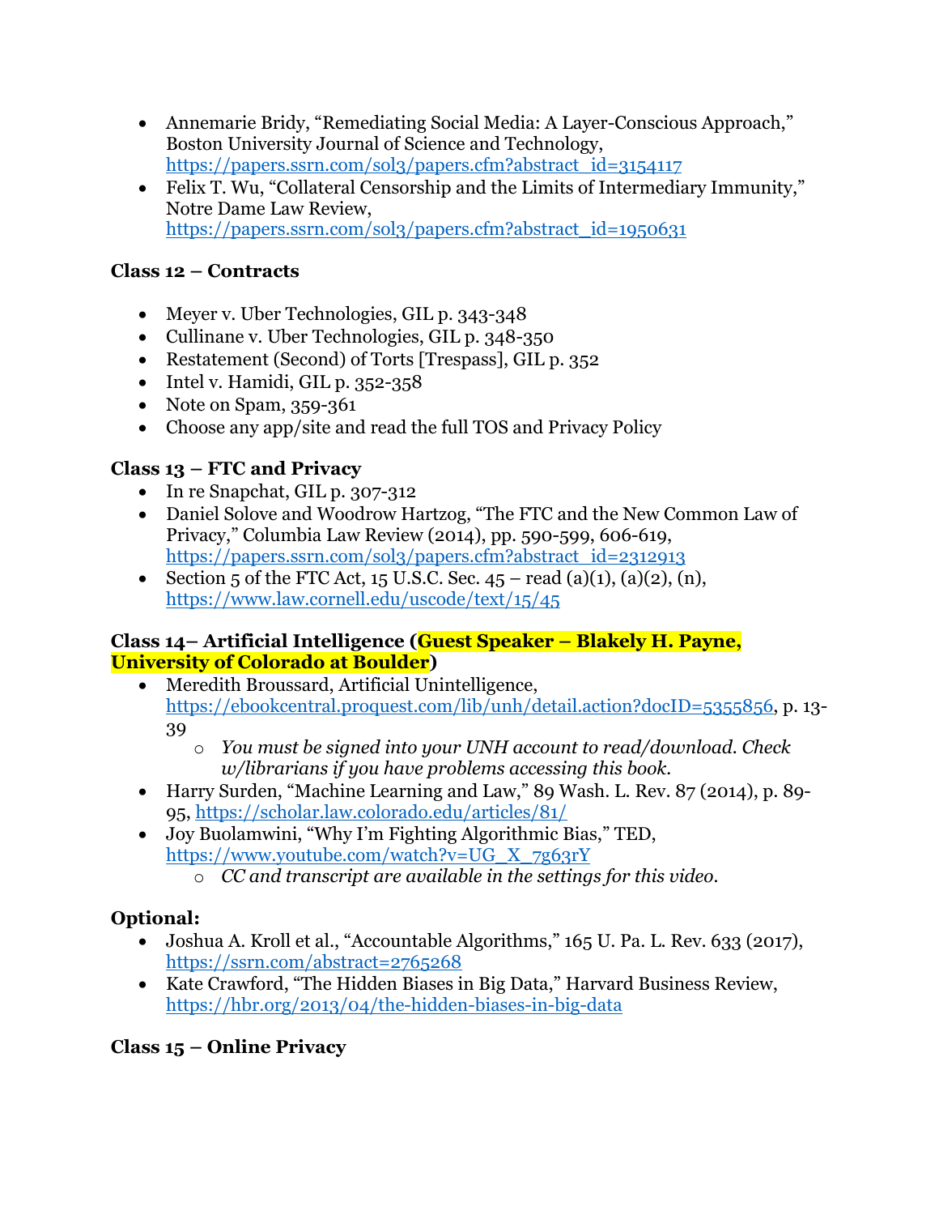- Annemarie Bridy, "Remediating Social Media: A Layer-Conscious Approach," Boston University Journal of Science and Technology, https://papers.ssrn.com/sol3/papers.cfm?abstract_id=3154117
- Felix T. Wu, "Collateral Censorship and the Limits of Intermediary Immunity," Notre Dame Law Review, https://papers.ssrn.com/sol3/papers.cfm?abstract_id=1950631

**Class 12 – Contracts**

- Meyer v. Uber Technologies, GIL p. 343-348
- Cullinane v. Uber Technologies, GIL p. 348-350
- Restatement (Second) of Torts [Trespass], GIL p. 352
- Intel v. Hamidi, GIL p. 352-358
- Note on Spam, 359-361
- Choose any app/site and read the full TOS and Privacy Policy

**Class 13 – FTC and Privacy**

- In re Snapchat, GIL p. 307-312
- Daniel Solove and Woodrow Hartzog, "The FTC and the New Common Law of Privacy," Columbia Law Review (2014), pp. 590-599, 606-619, https://papers.ssrn.com/sol3/papers.cfm?abstract_id=2312913
- Section 5 of the FTC Act, 15 U.S.C. Sec. 45 – read (a)(1), (a)(2), (n), https://www.law.cornell.edu/uscode/text/15/45

**Class 14– Artificial Intelligence (Guest Speaker – Blakely H. Payne, University of Colorado at Boulder)**

- Meredith Broussard, Artificial Unintelligence, https://ebookcentral.proquest.com/lib/unh/detail.action?docID=5355856, p. 13-39
  - *You must be signed into your UNH account to read/download. Check w/librarians if you have problems accessing this book.*
- Harry Surden, "Machine Learning and Law," 89 Wash. L. Rev. 87 (2014), p. 89-95, https://scholar.law.colorado.edu/articles/81/
- Joy Buolamwini, "Why I'm Fighting Algorithmic Bias," TED, https://www.youtube.com/watch?v=UG_X_7g63rY
  - *CC and transcript are available in the settings for this video.*

**Optional:**

- Joshua A. Kroll et al., "Accountable Algorithms," 165 U. Pa. L. Rev. 633 (2017), https://ssrn.com/abstract=2765268
- Kate Crawford, "The Hidden Biases in Big Data," Harvard Business Review, https://hbr.org/2013/04/the-hidden-biases-in-big-data

**Class 15 – Online Privacy**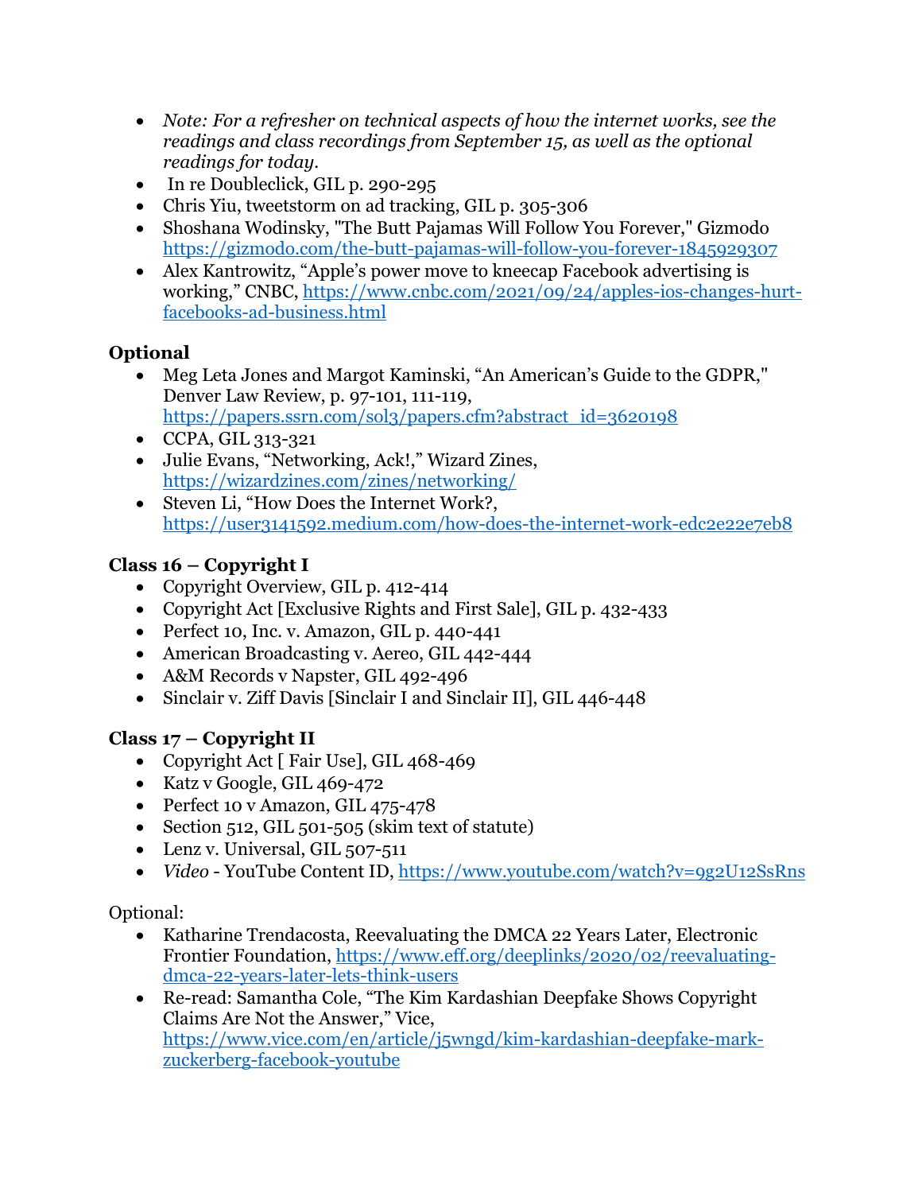- *Note: For a refresher on technical aspects of how the internet works, see the readings and class recordings from September 15, as well as the optional readings for today.*
- In re Doubleclick, GIL p. 290-295
- Chris Yiu, tweetstorm on ad tracking, GIL p. 305-306
- Shoshana Wodinsky, "The Butt Pajamas Will Follow You Forever," Gizmodo https://gizmodo.com/the-butt-pajamas-will-follow-you-forever-1845929307
- Alex Kantrowitz, "Apple's power move to kneecap Facebook advertising is working," CNBC, https://www.cnbc.com/2021/09/24/apples-ios-changes-hurt-facebooks-ad-business.html

### Optional

- Meg Leta Jones and Margot Kaminski, "An American's Guide to the GDPR," Denver Law Review, p. 97-101, 111-119, https://papers.ssrn.com/sol3/papers.cfm?abstract_id=3620198
- CCPA, GIL 313-321
- Julie Evans, "Networking, Ack!," Wizard Zines, https://wizardzines.com/zines/networking/
- Steven Li, "How Does the Internet Work?, https://user3141592.medium.com/how-does-the-internet-work-edc2e22e7eb8

### Class 16 – Copyright I

- Copyright Overview, GIL p. 412-414
- Copyright Act [Exclusive Rights and First Sale], GIL p. 432-433
- Perfect 10, Inc. v. Amazon, GIL p. 440-441
- American Broadcasting v. Aereo, GIL 442-444
- A&M Records v Napster, GIL 492-496
- Sinclair v. Ziff Davis [Sinclair I and Sinclair II], GIL 446-448

### Class 17 – Copyright II

- Copyright Act [ Fair Use], GIL 468-469
- Katz v Google, GIL 469-472
- Perfect 10 v Amazon, GIL 475-478
- Section 512, GIL 501-505 (skim text of statute)
- Lenz v. Universal, GIL 507-511
- *Video* - YouTube Content ID, https://www.youtube.com/watch?v=9g2U12SsRns

Optional:

- Katharine Trendacosta, Reevaluating the DMCA 22 Years Later, Electronic Frontier Foundation, https://www.eff.org/deeplinks/2020/02/reevaluating-dmca-22-years-later-lets-think-users
- Re-read: Samantha Cole, "The Kim Kardashian Deepfake Shows Copyright Claims Are Not the Answer," Vice, https://www.vice.com/en/article/j5wngd/kim-kardashian-deepfake-mark-zuckerberg-facebook-youtube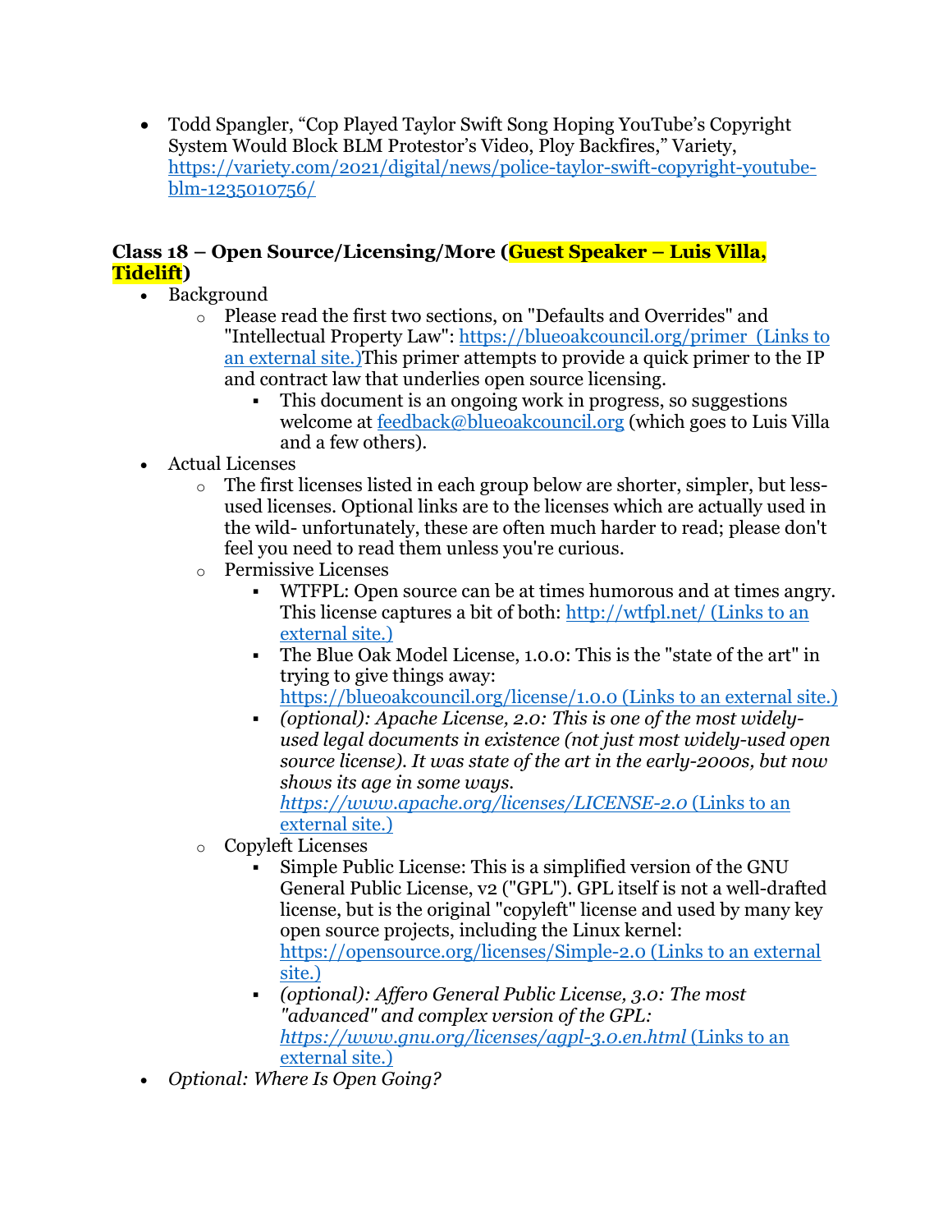- Todd Spangler, "Cop Played Taylor Swift Song Hoping YouTube's Copyright System Would Block BLM Protestor's Video, Ploy Backfires," Variety, [https://variety.com/2021/digital/news/police-taylor-swift-copyright-youtube-blm-1235010756/](https://variety.com/2021/digital/news/police-taylor-swift-copyright-youtube-blm-1235010756/)

### Class 18 – Open Source/Licensing/More (Guest Speaker – Luis Villa, Tidelift)

- Background
  - Please read the first two sections, on "Defaults and Overrides" and "Intellectual Property Law": [https://blueoakcouncil.org/primer (Links to an external site.)](https://blueoakcouncil.org/primer)This primer attempts to provide a quick primer to the IP and contract law that underlies open source licensing.
    - This document is an ongoing work in progress, so suggestions welcome at [feedback@blueoakcouncil.org](mailto:feedback@blueoakcouncil.org) (which goes to Luis Villa and a few others).
- Actual Licenses
  - The first licenses listed in each group below are shorter, simpler, but less-used licenses. Optional links are to the licenses which are actually used in the wild- unfortunately, these are often much harder to read; please don't feel you need to read them unless you're curious.
  - Permissive Licenses
    - WTFPL: Open source can be at times humorous and at times angry. This license captures a bit of both: [http://wtfpl.net/ (Links to an external site.)](http://wtfpl.net/)
    - The Blue Oak Model License, 1.0.0: This is the "state of the art" in trying to give things away: [https://blueoakcouncil.org/license/1.0.0 (Links to an external site.)](https://blueoakcouncil.org/license/1.0.0)
    - *(optional): Apache License, 2.0: This is one of the most widely-used legal documents in existence (not just most widely-used open source license). It was state of the art in the early-2000s, but now shows its age in some ways. [https://www.apache.org/licenses/LICENSE-2.0](https://www.apache.org/licenses/LICENSE-2.0)* (Links to an external site.)
  - Copyleft Licenses
    - Simple Public License: This is a simplified version of the GNU General Public License, v2 ("GPL"). GPL itself is not a well-drafted license, but is the original "copyleft" license and used by many key open source projects, including the Linux kernel: [https://opensource.org/licenses/Simple-2.0 (Links to an external site.)](https://opensource.org/licenses/Simple-2.0)
    - *(optional): Affero General Public License, 3.0: The most "advanced" and complex version of the GPL: [https://www.gnu.org/licenses/agpl-3.0.en.html](https://www.gnu.org/licenses/agpl-3.0.en.html)* (Links to an external site.)
- *Optional: Where Is Open Going?*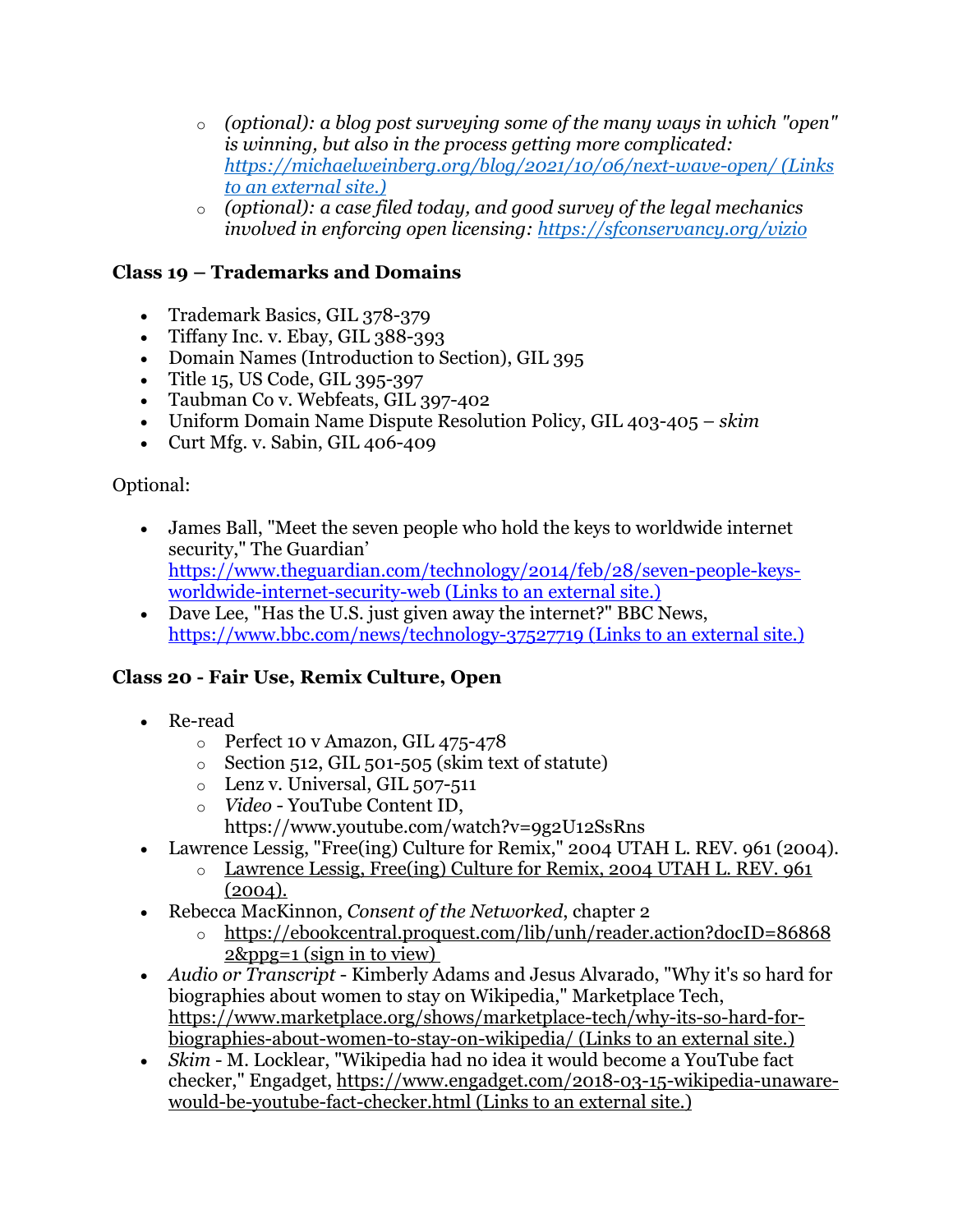- *(optional): a blog post surveying some of the many ways in which "open" is winning, but also in the process getting more complicated: [https://michaelweinberg.org/blog/2021/10/06/next-wave-open/ (Links to an external site.)](https://michaelweinberg.org/blog/2021/10/06/next-wave-open/)*
  - *(optional): a case filed today, and good survey of the legal mechanics involved in enforcing open licensing: [https://sfconservancy.org/vizio](https://sfconservancy.org/vizio)*

### Class 19 – Trademarks and Domains

- Trademark Basics, GIL 378-379
- Tiffany Inc. v. Ebay, GIL 388-393
- Domain Names (Introduction to Section), GIL 395
- Title 15, US Code, GIL 395-397
- Taubman Co v. Webfeats, GIL 397-402
- Uniform Domain Name Dispute Resolution Policy, GIL 403-405 – *skim*
- Curt Mfg. v. Sabin, GIL 406-409

Optional:

- James Ball, "Meet the seven people who hold the keys to worldwide internet security," The Guardian' [https://www.theguardian.com/technology/2014/feb/28/seven-people-keys-worldwide-internet-security-web (Links to an external site.)](https://www.theguardian.com/technology/2014/feb/28/seven-people-keys-worldwide-internet-security-web)
- Dave Lee, "Has the U.S. just given away the internet?" BBC News, [https://www.bbc.com/news/technology-37527719 (Links to an external site.)](https://www.bbc.com/news/technology-37527719)

### Class 20 - Fair Use, Remix Culture, Open

- Re-read
  - Perfect 10 v Amazon, GIL 475-478
  - Section 512, GIL 501-505 (skim text of statute)
  - Lenz v. Universal, GIL 507-511
  - *Video* - YouTube Content ID, https://www.youtube.com/watch?v=9g2U12SsRns
- Lawrence Lessig, "Free(ing) Culture for Remix," 2004 UTAH L. REV. 961 (2004).
  - Lawrence Lessig, Free(ing) Culture for Remix, 2004 UTAH L. REV. 961 (2004).
- Rebecca MacKinnon, *Consent of the Networked*, chapter 2
  - [https://ebookcentral.proquest.com/lib/unh/reader.action?docID=868682&ppg=1 (sign in to view)](https://ebookcentral.proquest.com/lib/unh/reader.action?docID=868682&ppg=1)
- *Audio or Transcript* - Kimberly Adams and Jesus Alvarado, "Why it's so hard for biographies about women to stay on Wikipedia," Marketplace Tech, [https://www.marketplace.org/shows/marketplace-tech/why-its-so-hard-for-biographies-about-women-to-stay-on-wikipedia/ (Links to an external site.)](https://www.marketplace.org/shows/marketplace-tech/why-its-so-hard-for-biographies-about-women-to-stay-on-wikipedia/)
- *Skim* - M. Locklear, "Wikipedia had no idea it would become a YouTube fact checker," Engadget, [https://www.engadget.com/2018-03-15-wikipedia-unaware-would-be-youtube-fact-checker.html (Links to an external site.)](https://www.engadget.com/2018-03-15-wikipedia-unaware-would-be-youtube-fact-checker.html)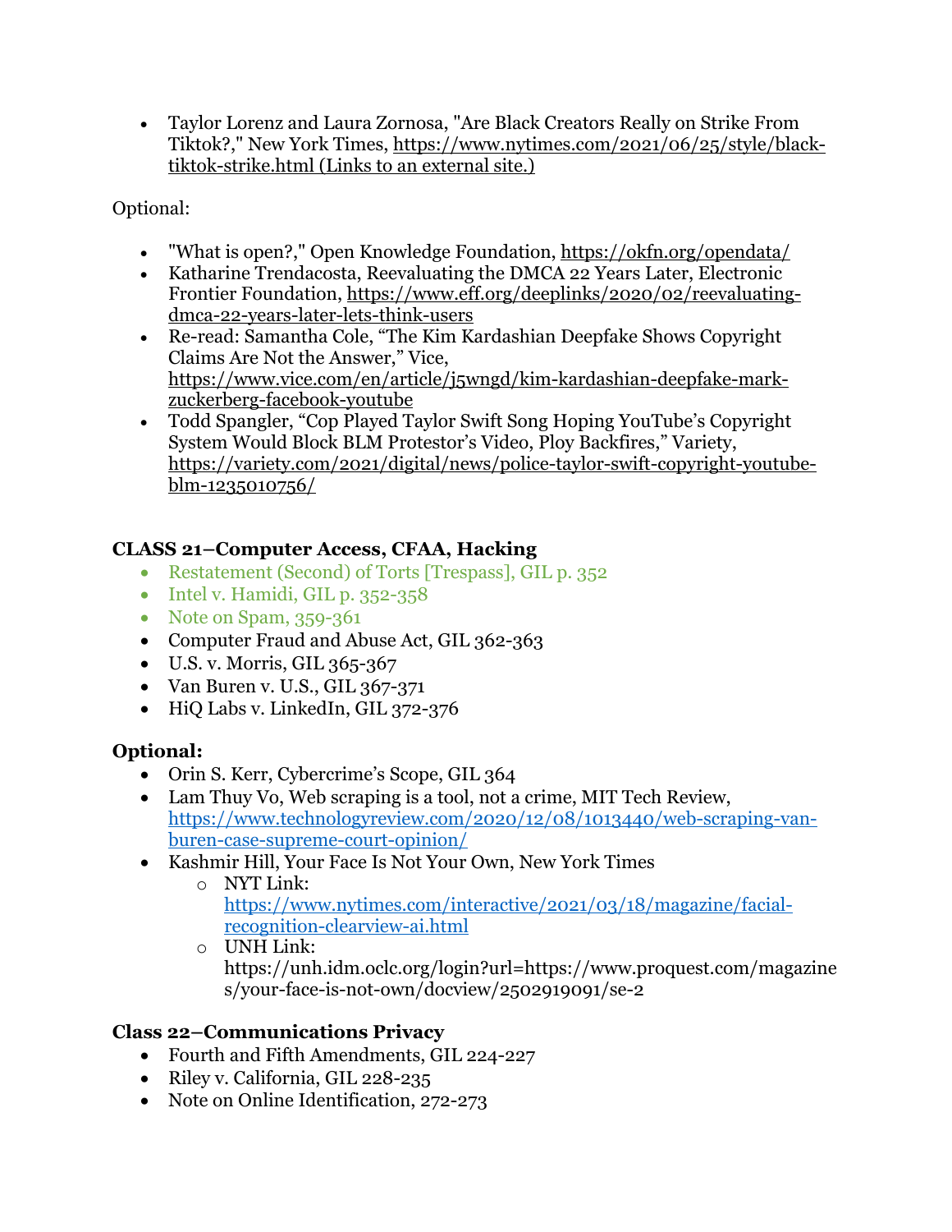- Taylor Lorenz and Laura Zornosa, "Are Black Creators Really on Strike From Tiktok?," New York Times, https://www.nytimes.com/2021/06/25/style/black-tiktok-strike.html (Links to an external site.)

Optional:

- "What is open?," Open Knowledge Foundation, https://okfn.org/opendata/
- Katharine Trendacosta, Reevaluating the DMCA 22 Years Later, Electronic Frontier Foundation, https://www.eff.org/deeplinks/2020/02/reevaluating-dmca-22-years-later-lets-think-users
- Re-read: Samantha Cole, "The Kim Kardashian Deepfake Shows Copyright Claims Are Not the Answer," Vice, https://www.vice.com/en/article/j5wngd/kim-kardashian-deepfake-mark-zuckerberg-facebook-youtube
- Todd Spangler, "Cop Played Taylor Swift Song Hoping YouTube's Copyright System Would Block BLM Protestor's Video, Ploy Backfires," Variety, https://variety.com/2021/digital/news/police-taylor-swift-copyright-youtube-blm-1235010756/

**CLASS 21–Computer Access, CFAA, Hacking**

- Restatement (Second) of Torts [Trespass], GIL p. 352
- Intel v. Hamidi, GIL p. 352-358
- Note on Spam, 359-361
- Computer Fraud and Abuse Act, GIL 362-363
- U.S. v. Morris, GIL 365-367
- Van Buren v. U.S., GIL 367-371
- HiQ Labs v. LinkedIn, GIL 372-376

**Optional:**

- Orin S. Kerr, Cybercrime's Scope, GIL 364
- Lam Thuy Vo, Web scraping is a tool, not a crime, MIT Tech Review, https://www.technologyreview.com/2020/12/08/1013440/web-scraping-van-buren-case-supreme-court-opinion/
- Kashmir Hill, Your Face Is Not Your Own, New York Times
  - NYT Link: https://www.nytimes.com/interactive/2021/03/18/magazine/facial-recognition-clearview-ai.html
  - UNH Link: https://unh.idm.oclc.org/login?url=https://www.proquest.com/magazines/your-face-is-not-own/docview/2502919091/se-2

**Class 22–Communications Privacy**

- Fourth and Fifth Amendments, GIL 224-227
- Riley v. California, GIL 228-235
- Note on Online Identification, 272-273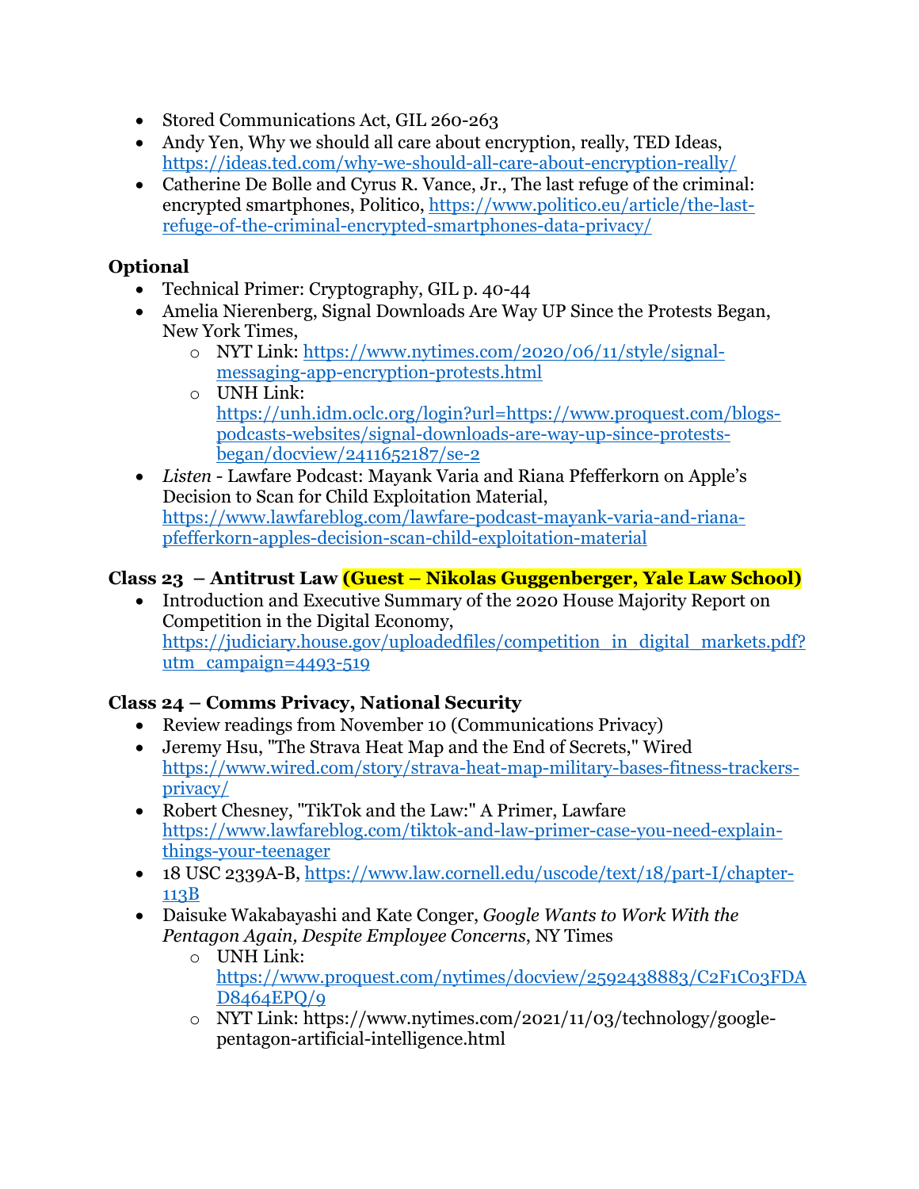- Stored Communications Act, GIL 260-263
- Andy Yen, Why we should all care about encryption, really, TED Ideas, https://ideas.ted.com/why-we-should-all-care-about-encryption-really/
- Catherine De Bolle and Cyrus R. Vance, Jr., The last refuge of the criminal: encrypted smartphones, Politico, https://www.politico.eu/article/the-last-refuge-of-the-criminal-encrypted-smartphones-data-privacy/

### Optional

- Technical Primer: Cryptography, GIL p. 40-44
- Amelia Nierenberg, Signal Downloads Are Way UP Since the Protests Began, New York Times,
  - NYT Link: https://www.nytimes.com/2020/06/11/style/signal-messaging-app-encryption-protests.html
  - UNH Link: https://unh.idm.oclc.org/login?url=https://www.proquest.com/blogs-podcasts-websites/signal-downloads-are-way-up-since-protests-began/docview/2411652187/se-2
- *Listen* - Lawfare Podcast: Mayank Varia and Riana Pfefferkorn on Apple's Decision to Scan for Child Exploitation Material, https://www.lawfareblog.com/lawfare-podcast-mayank-varia-and-riana-pfefferkorn-apples-decision-scan-child-exploitation-material

### Class 23 – Antitrust Law (Guest – Nikolas Guggenberger, Yale Law School)

- Introduction and Executive Summary of the 2020 House Majority Report on Competition in the Digital Economy, https://judiciary.house.gov/uploadedfiles/competition_in_digital_markets.pdf?utm_campaign=4493-519

### Class 24 – Comms Privacy, National Security

- Review readings from November 10 (Communications Privacy)
- Jeremy Hsu, "The Strava Heat Map and the End of Secrets," Wired https://www.wired.com/story/strava-heat-map-military-bases-fitness-trackers-privacy/
- Robert Chesney, "TikTok and the Law:" A Primer, Lawfare https://www.lawfareblog.com/tiktok-and-law-primer-case-you-need-explain-things-your-teenager
- 18 USC 2339A-B, https://www.law.cornell.edu/uscode/text/18/part-I/chapter-113B
- Daisuke Wakabayashi and Kate Conger, *Google Wants to Work With the Pentagon Again, Despite Employee Concerns*, NY Times
  - UNH Link: https://www.proquest.com/nytimes/docview/2592438883/C2F1C03FDAD8464EPQ/9
  - NYT Link: https://www.nytimes.com/2021/11/03/technology/google-pentagon-artificial-intelligence.html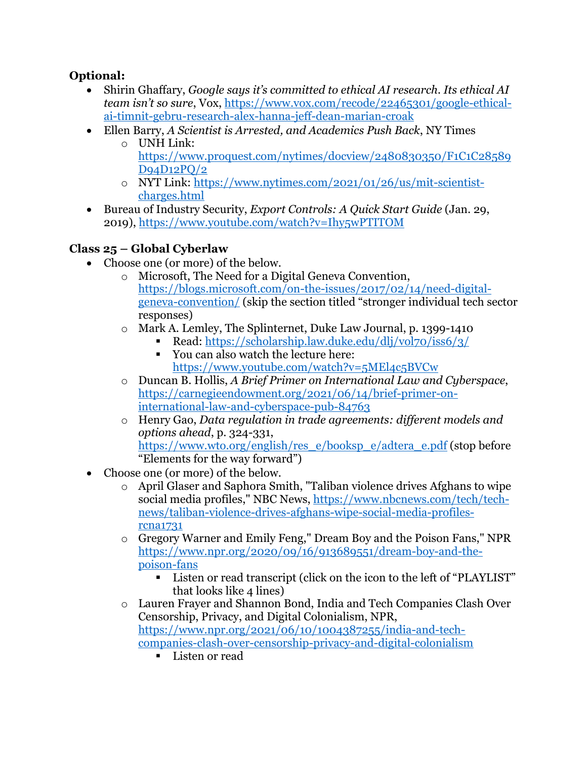**Optional:**

- Shirin Ghaffary, *Google says it's committed to ethical AI research. Its ethical AI team isn't so sure*, Vox, https://www.vox.com/recode/22465301/google-ethical-ai-timnit-gebru-research-alex-hanna-jeff-dean-marian-croak
- Ellen Barry, *A Scientist is Arrested, and Academics Push Back*, NY Times
    - UNH Link: https://www.proquest.com/nytimes/docview/2480830350/F1C1C28589D94D12PQ/2
    - NYT Link: https://www.nytimes.com/2021/01/26/us/mit-scientist-charges.html
- Bureau of Industry Security, *Export Controls: A Quick Start Guide* (Jan. 29, 2019), https://www.youtube.com/watch?v=Ihy5wPTITOM

## Class 25 – Global Cyberlaw

- Choose one (or more) of the below.
    - Microsoft, The Need for a Digital Geneva Convention, https://blogs.microsoft.com/on-the-issues/2017/02/14/need-digital-geneva-convention/ (skip the section titled "stronger individual tech sector responses)
    - Mark A. Lemley, The Splinternet, Duke Law Journal, p. 1399-1410
        - Read: https://scholarship.law.duke.edu/dlj/vol70/iss6/3/
        - You can also watch the lecture here: https://www.youtube.com/watch?v=5MEl4c5BVCw
    - Duncan B. Hollis, *A Brief Primer on International Law and Cyberspace*, https://carnegieendowment.org/2021/06/14/brief-primer-on-international-law-and-cyberspace-pub-84763
    - Henry Gao, *Data regulation in trade agreements: different models and options ahead*, p. 324-331, https://www.wto.org/english/res_e/booksp_e/adtera_e.pdf (stop before "Elements for the way forward")
- Choose one (or more) of the below.
    - April Glaser and Saphora Smith, "Taliban violence drives Afghans to wipe social media profiles," NBC News, https://www.nbcnews.com/tech/tech-news/taliban-violence-drives-afghans-wipe-social-media-profiles-rcna1731
    - Gregory Warner and Emily Feng," Dream Boy and the Poison Fans," NPR https://www.npr.org/2020/09/16/913689551/dream-boy-and-the-poison-fans
        - Listen or read transcript (click on the icon to the left of "PLAYLIST" that looks like 4 lines)
    - Lauren Frayer and Shannon Bond, India and Tech Companies Clash Over Censorship, Privacy, and Digital Colonialism, NPR, https://www.npr.org/2021/06/10/1004387255/india-and-tech-companies-clash-over-censorship-privacy-and-digital-colonialism
        - Listen or read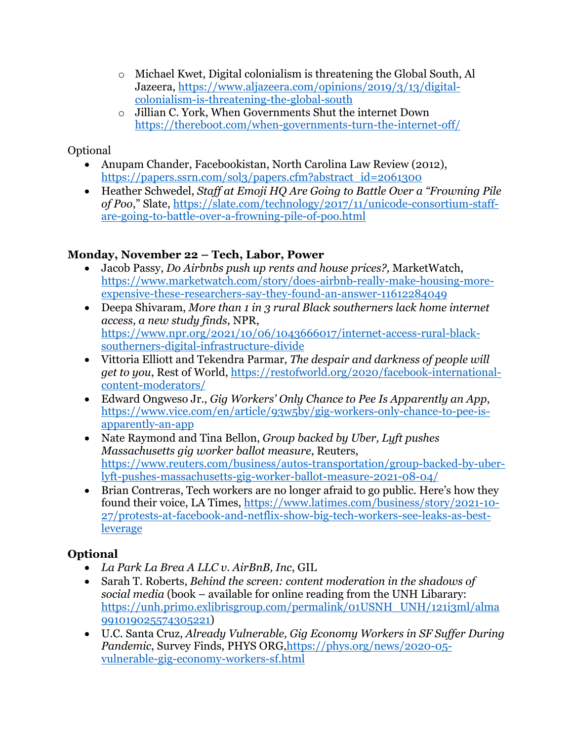- Michael Kwet, Digital colonialism is threatening the Global South, Al Jazeera, https://www.aljazeera.com/opinions/2019/3/13/digital-colonialism-is-threatening-the-global-south
- Jillian C. York, When Governments Shut the internet Down https://thereboot.com/when-governments-turn-the-internet-off/

Optional

- Anupam Chander, Facebookistan, North Carolina Law Review (2012), https://papers.ssrn.com/sol3/papers.cfm?abstract_id=2061300
- Heather Schwedel, *Staff at Emoji HQ Are Going to Battle Over a "Frowning Pile of Poo,"* Slate, https://slate.com/technology/2017/11/unicode-consortium-staff-are-going-to-battle-over-a-frowning-pile-of-poo.html

**Monday, November 22 – Tech, Labor, Power**

- Jacob Passy, *Do Airbnbs push up rents and house prices?,* MarketWatch, https://www.marketwatch.com/story/does-airbnb-really-make-housing-more-expensive-these-researchers-say-they-found-an-answer-11612284049
- Deepa Shivaram, *More than 1 in 3 rural Black southerners lack home internet access, a new study finds*, NPR, https://www.npr.org/2021/10/06/1043666017/internet-access-rural-black-southerners-digital-infrastructure-divide
- Vittoria Elliott and Tekendra Parmar, *The despair and darkness of people will get to you*, Rest of World, https://restofworld.org/2020/facebook-international-content-moderators/
- Edward Ongweso Jr., *Gig Workers' Only Chance to Pee Is Apparently an App*, https://www.vice.com/en/article/93w5by/gig-workers-only-chance-to-pee-is-apparently-an-app
- Nate Raymond and Tina Bellon, *Group backed by Uber, Lyft pushes Massachusetts gig worker ballot measure*, Reuters, https://www.reuters.com/business/autos-transportation/group-backed-by-uber-lyft-pushes-massachusetts-gig-worker-ballot-measure-2021-08-04/
- Brian Contreras, Tech workers are no longer afraid to go public. Here's how they found their voice, LA Times, https://www.latimes.com/business/story/2021-10-27/protests-at-facebook-and-netflix-show-big-tech-workers-see-leaks-as-best-leverage

**Optional**

- *La Park La Brea A LLC v. AirBnB, Inc*, GIL
- Sarah T. Roberts, *Behind the screen: content moderation in the shadows of social media* (book – available for online reading from the UNH Libarary: https://unh.primo.exlibrisgroup.com/permalink/01USNH_UNH/121i3ml/alma991019025574305221)
- U.C. Santa Cruz, *Already Vulnerable, Gig Economy Workers in SF Suffer During Pandemic*, Survey Finds, PHYS ORG,https://phys.org/news/2020-05-vulnerable-gig-economy-workers-sf.html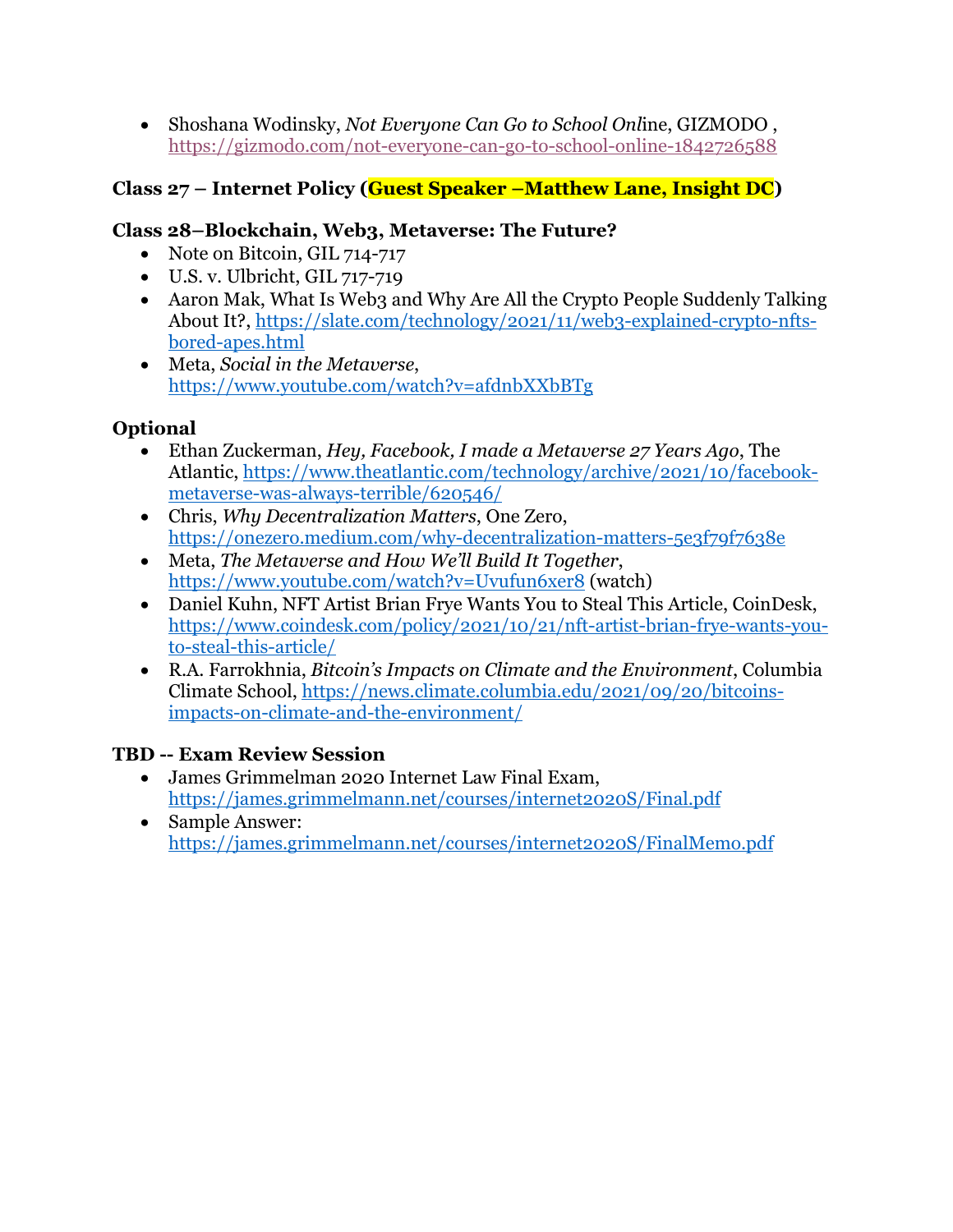- Shoshana Wodinsky, *Not Everyone Can Go to School Onl*ine, GIZMODO , https://gizmodo.com/not-everyone-can-go-to-school-online-1842726588

**Class 27 – Internet Policy (Guest Speaker –Matthew Lane, Insight DC)**

**Class 28–Blockchain, Web3, Metaverse: The Future?**

- Note on Bitcoin, GIL 714-717
- U.S. v. Ulbricht, GIL 717-719
- Aaron Mak, What Is Web3 and Why Are All the Crypto People Suddenly Talking About It?, https://slate.com/technology/2021/11/web3-explained-crypto-nfts-bored-apes.html
- Meta, *Social in the Metaverse*, https://www.youtube.com/watch?v=afdnbXXbBTg

**Optional**

- Ethan Zuckerman, *Hey, Facebook, I made a Metaverse 27 Years Ago*, The Atlantic, https://www.theatlantic.com/technology/archive/2021/10/facebook-metaverse-was-always-terrible/620546/
- Chris, *Why Decentralization Matters*, One Zero, https://onezero.medium.com/why-decentralization-matters-5e3f79f7638e
- Meta, *The Metaverse and How We'll Build It Together*, https://www.youtube.com/watch?v=Uvufun6xer8 (watch)
- Daniel Kuhn, NFT Artist Brian Frye Wants You to Steal This Article, CoinDesk, https://www.coindesk.com/policy/2021/10/21/nft-artist-brian-frye-wants-you-to-steal-this-article/
- R.A. Farrokhnia, *Bitcoin's Impacts on Climate and the Environment*, Columbia Climate School, https://news.climate.columbia.edu/2021/09/20/bitcoins-impacts-on-climate-and-the-environment/

**TBD -- Exam Review Session**

- James Grimmelman 2020 Internet Law Final Exam, https://james.grimmelmann.net/courses/internet2020S/Final.pdf
- Sample Answer: https://james.grimmelmann.net/courses/internet2020S/FinalMemo.pdf